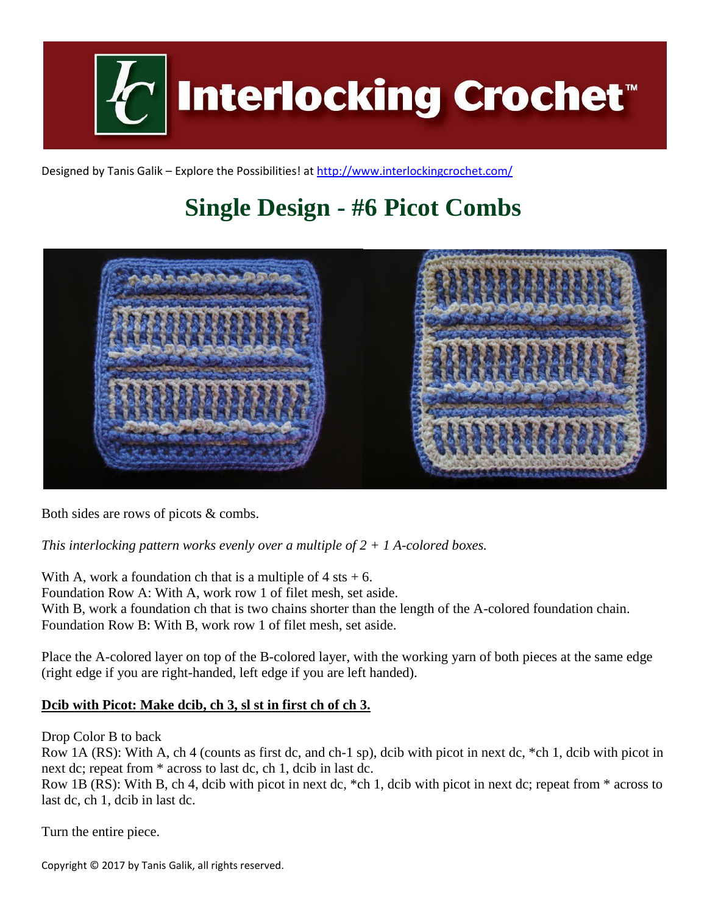# Interlocking Crochet™

Designed by Tanis Galik – Explore the Possibilities! at http://www.interlockingcrochet.com/

## Single Design - #6 Picot Combs

Both sides are rows of picots & combs.

*This interlocking pattern works evenly over a multiple of 2 + 1 A-colored boxes.*

With A, work a foundation ch that is a multiple of 4 sts + 6.
Foundation Row A: With A, work row 1 of filet mesh, set aside.
With B, work a foundation ch that is two chains shorter than the length of the A-colored foundation chain.
Foundation Row B: With B, work row 1 of filet mesh, set aside.

Place the A-colored layer on top of the B-colored layer, with the working yarn of both pieces at the same edge (right edge if you are right-handed, left edge if you are left handed).

**Dcib with Picot: Make dcib, ch 3, sl st in first ch of ch 3.**

Drop Color B to back
Row 1A (RS): With A, ch 4 (counts as first dc, and ch-1 sp), dcib with picot in next dc, *ch 1, dcib with picot in next dc; repeat from * across to last dc, ch 1, dcib in last dc.
Row 1B (RS): With B, ch 4, dcib with picot in next dc, *ch 1, dcib with picot in next dc; repeat from * across to last dc, ch 1, dcib in last dc.

Turn the entire piece.

Copyright © 2017 by Tanis Galik, all rights reserved.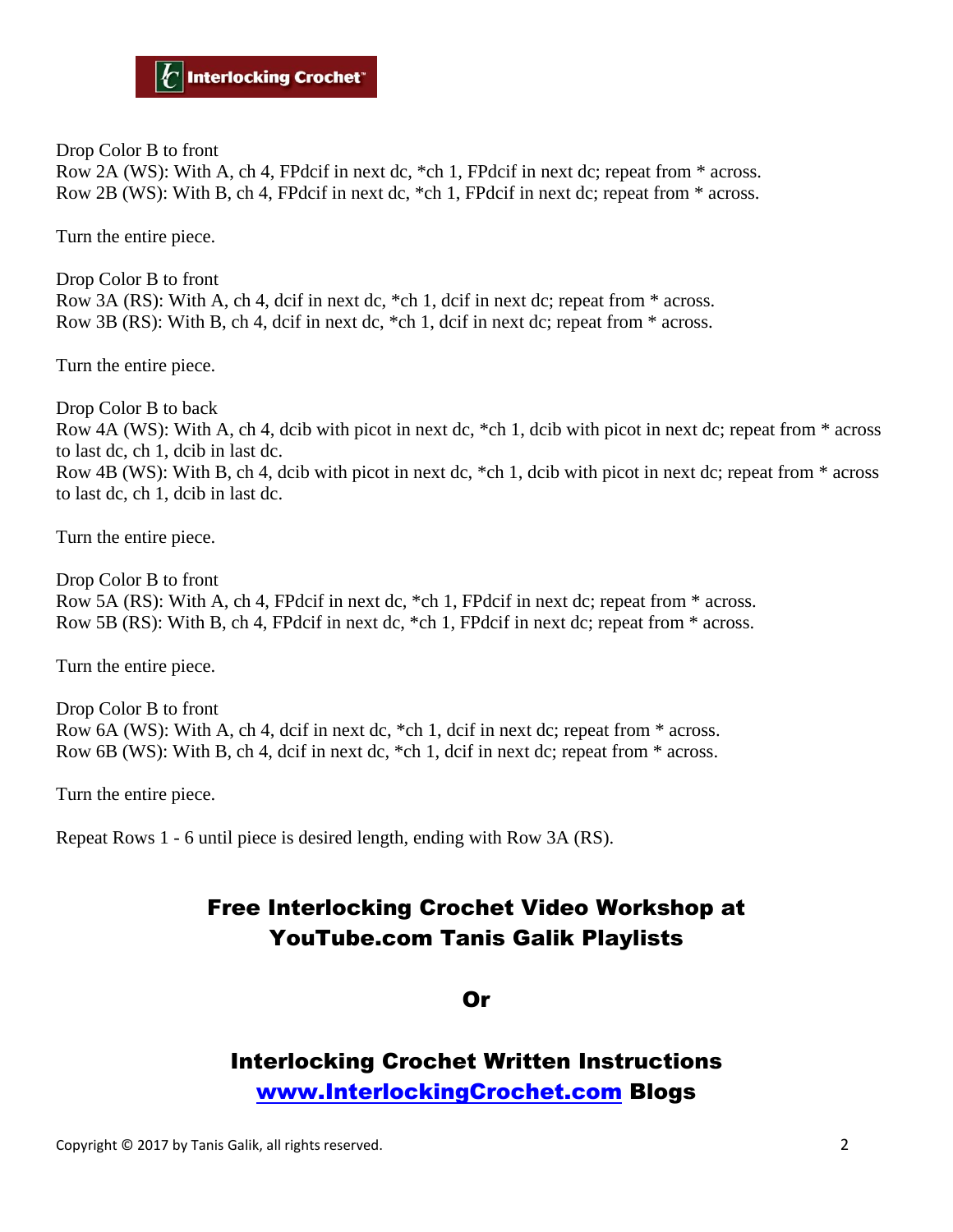Drop Color B to front
Row 2A (WS): With A, ch 4, FPdcif in next dc, *ch 1, FPdcif in next dc; repeat from * across.
Row 2B (WS): With B, ch 4, FPdcif in next dc, *ch 1, FPdcif in next dc; repeat from * across.

Turn the entire piece.

Drop Color B to front
Row 3A (RS): With A, ch 4, dcif in next dc, *ch 1, dcif in next dc; repeat from * across.
Row 3B (RS): With B, ch 4, dcif in next dc, *ch 1, dcif in next dc; repeat from * across.

Turn the entire piece.

Drop Color B to back
Row 4A (WS): With A, ch 4, dcib with picot in next dc, *ch 1, dcib with picot in next dc; repeat from * across to last dc, ch 1, dcib in last dc.
Row 4B (WS): With B, ch 4, dcib with picot in next dc, *ch 1, dcib with picot in next dc; repeat from * across to last dc, ch 1, dcib in last dc.

Turn the entire piece.

Drop Color B to front
Row 5A (RS): With A, ch 4, FPdcif in next dc, *ch 1, FPdcif in next dc; repeat from * across.
Row 5B (RS): With B, ch 4, FPdcif in next dc, *ch 1, FPdcif in next dc; repeat from * across.

Turn the entire piece.

Drop Color B to front
Row 6A (WS): With A, ch 4, dcif in next dc, *ch 1, dcif in next dc; repeat from * across.
Row 6B (WS): With B, ch 4, dcif in next dc, *ch 1, dcif in next dc; repeat from * across.

Turn the entire piece.

Repeat Rows 1 - 6 until piece is desired length, ending with Row 3A (RS).

## Free Interlocking Crochet Video Workshop at YouTube.com Tanis Galik Playlists

## Or

## Interlocking Crochet Written Instructions [www.InterlockingCrochet.com](http://www.InterlockingCrochet.com) Blogs

Copyright © 2017 by Tanis Galik, all rights reserved.